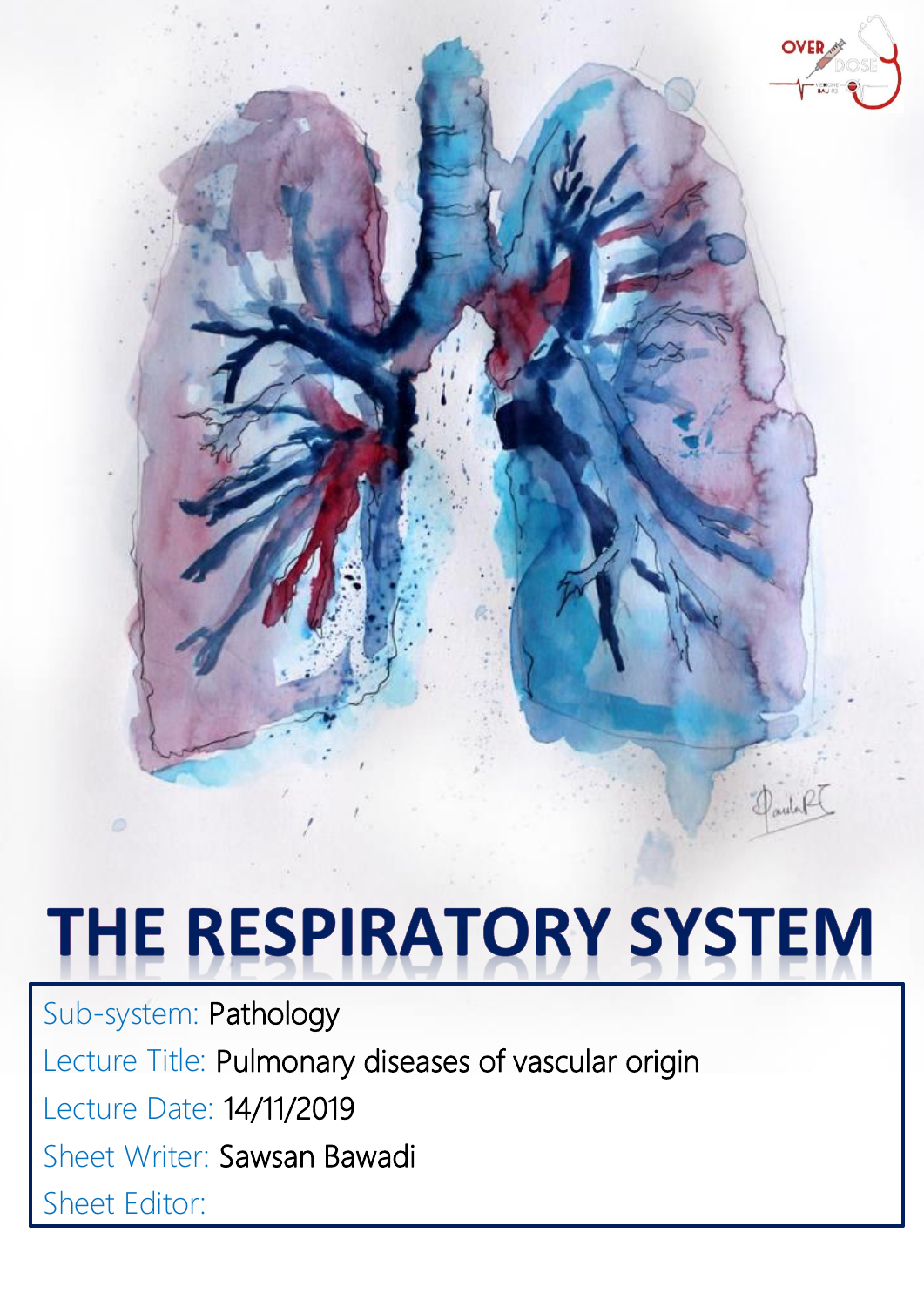# THE RESPIRATORY SYSTEM

Sub-system: Pathology

Lecture Title: Pulmonary diseases of vascular origin

Lecture Date: 14/11/2019

Sheet Writer: Sawsan Bawadi

Sheet Editor: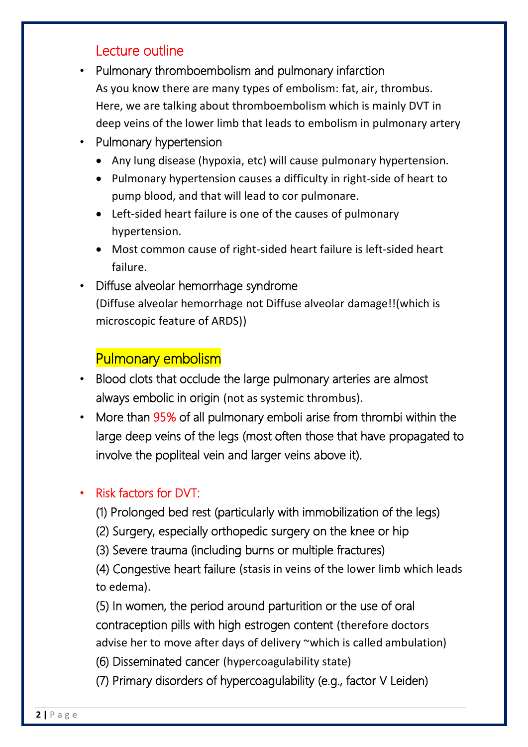## Lecture outline

- Pulmonary thromboembolism and pulmonary infarction
  As you know there are many types of embolism: fat, air, thrombus. Here, we are talking about thromboembolism which is mainly DVT in deep veins of the lower limb that leads to embolism in pulmonary artery
- Pulmonary hypertension
  - Any lung disease (hypoxia, etc) will cause pulmonary hypertension.
  - Pulmonary hypertension causes a difficulty in right-side of heart to pump blood, and that will lead to cor pulmonare.
  - Left-sided heart failure is one of the causes of pulmonary hypertension.
  - Most common cause of right-sided heart failure is left-sided heart failure.
- Diffuse alveolar hemorrhage syndrome
  (Diffuse alveolar hemorrhage not Diffuse alveolar damage!!(which is microscopic feature of ARDS))

## Pulmonary embolism

- Blood clots that occlude the large pulmonary arteries are almost always embolic in origin (not as systemic thrombus).
- More than 95% of all pulmonary emboli arise from thrombi within the large deep veins of the legs (most often those that have propagated to involve the popliteal vein and larger veins above it).

- Risk factors for DVT:
  (1) Prolonged bed rest (particularly with immobilization of the legs)
  (2) Surgery, especially orthopedic surgery on the knee or hip
  (3) Severe trauma (including burns or multiple fractures)
  (4) Congestive heart failure (stasis in veins of the lower limb which leads to edema).
  (5) In women, the period around parturition or the use of oral contraception pills with high estrogen content (therefore doctors advise her to move after days of delivery ~which is called ambulation)
  (6) Disseminated cancer (hypercoagulability state)
  (7) Primary disorders of hypercoagulability (e.g., factor V Leiden)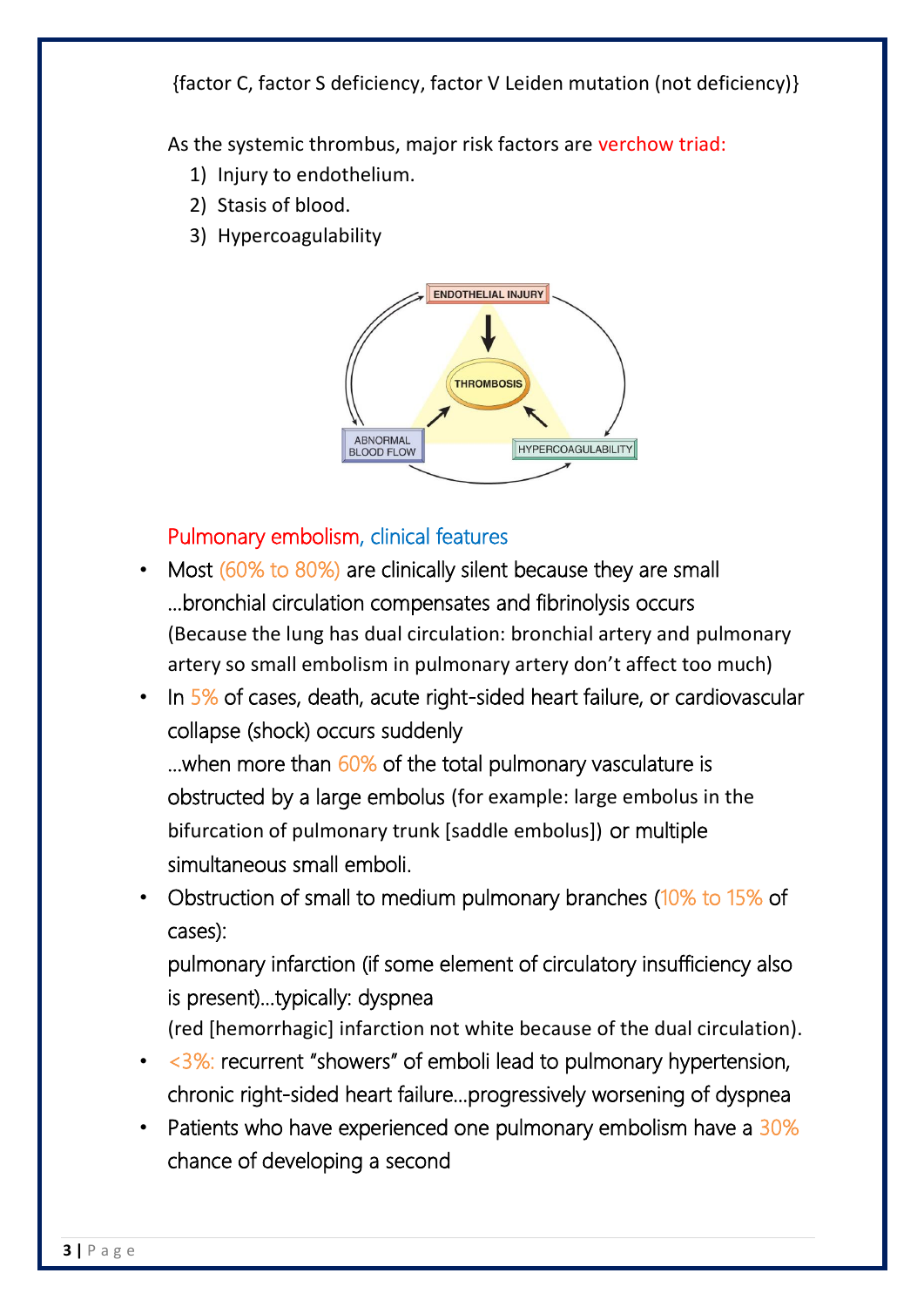{factor C, factor S deficiency, factor V Leiden mutation (not deficiency)}

As the systemic thrombus, major risk factors are verchow triad:

1) Injury to endothelium.
2) Stasis of blood.
3) Hypercoagulability

ENDOTHELIAL INJURY

THROMBOSIS

ABNORMAL BLOOD FLOW

HYPERCOAGULABILITY

## Pulmonary embolism, clinical features

- Most (60% to 80%) are clinically silent because they are small …bronchial circulation compensates and fibrinolysis occurs (Because the lung has dual circulation: bronchial artery and pulmonary artery so small embolism in pulmonary artery don't affect too much)
- In 5% of cases, death, acute right-sided heart failure, or cardiovascular collapse (shock) occurs suddenly …when more than 60% of the total pulmonary vasculature is obstructed by a large embolus (for example: large embolus in the bifurcation of pulmonary trunk [saddle embolus]) or multiple simultaneous small emboli.
- Obstruction of small to medium pulmonary branches (10% to 15% of cases): pulmonary infarction (if some element of circulatory insufficiency also is present)…typically: dyspnea (red [hemorrhagic] infarction not white because of the dual circulation).
- <3%: recurrent "showers" of emboli lead to pulmonary hypertension, chronic right-sided heart failure…progressively worsening of dyspnea
- Patients who have experienced one pulmonary embolism have a 30% chance of developing a second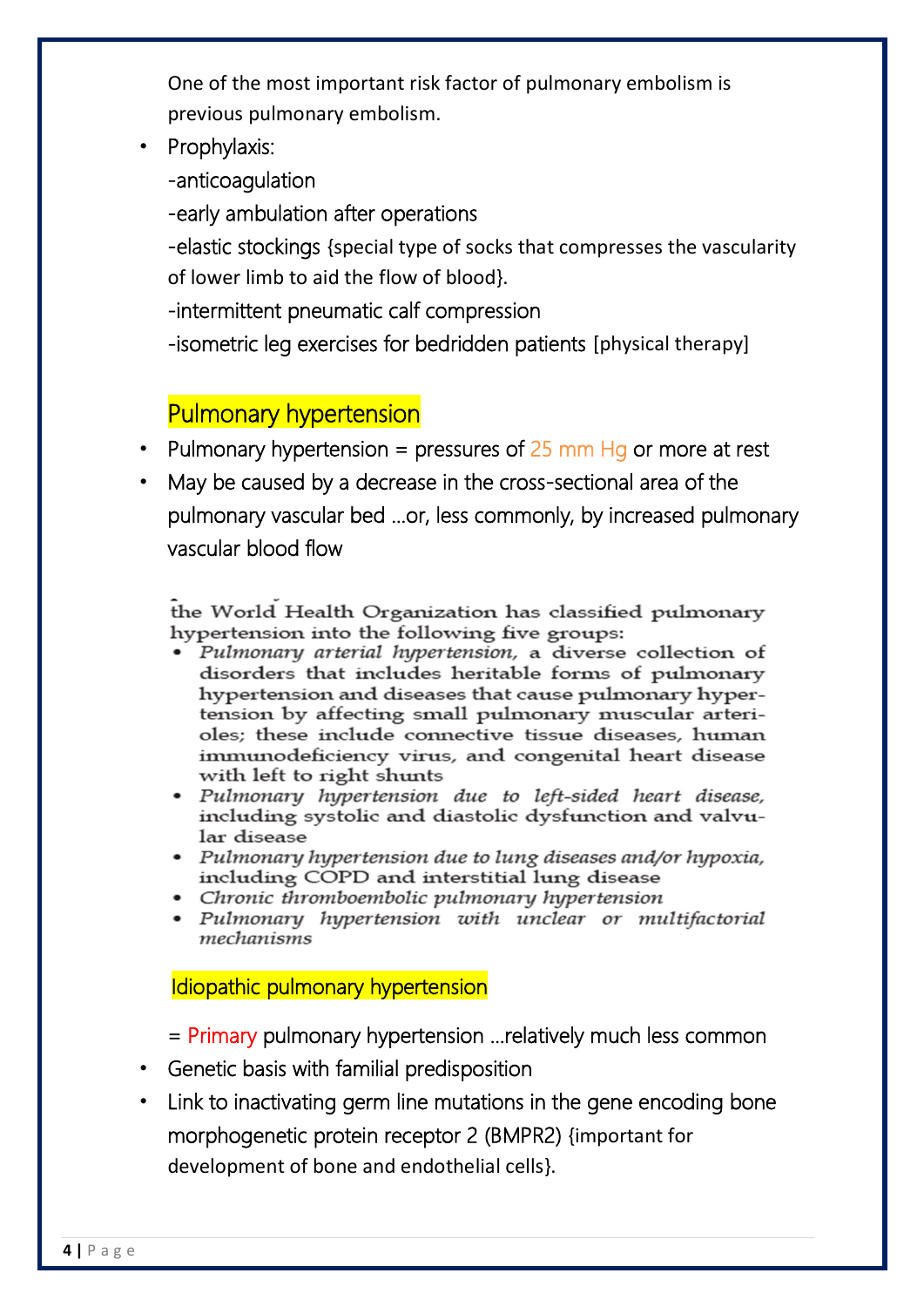One of the most important risk factor of pulmonary embolism is previous pulmonary embolism.

- Prophylaxis:

  -anticoagulation

  -early ambulation after operations

  -elastic stockings {special type of socks that compresses the vascularity of lower limb to aid the flow of blood}.

  -intermittent pneumatic calf compression

  -isometric leg exercises for bedridden patients [physical therapy]

## Pulmonary hypertension

- Pulmonary hypertension = pressures of 25 mm Hg or more at rest
- May be caused by a decrease in the cross-sectional area of the pulmonary vascular bed …or, less commonly, by increased pulmonary vascular blood flow

the World Health Organization has classified pulmonary hypertension into the following five groups:

- *Pulmonary arterial hypertension,* a diverse collection of disorders that includes heritable forms of pulmonary hypertension and diseases that cause pulmonary hypertension by affecting small pulmonary muscular arterioles; these include connective tissue diseases, human immunodeficiency virus, and congenital heart disease with left to right shunts
- *Pulmonary hypertension due to left-sided heart disease,* including systolic and diastolic dysfunction and valvular disease
- *Pulmonary hypertension due to lung diseases and/or hypoxia,* including COPD and interstitial lung disease
- *Chronic thromboembolic pulmonary hypertension*
- *Pulmonary hypertension with unclear or multifactorial mechanisms*

## Idiopathic pulmonary hypertension

= Primary pulmonary hypertension …relatively much less common

- Genetic basis with familial predisposition
- Link to inactivating germ line mutations in the gene encoding bone morphogenetic protein receptor 2 (BMPR2) {important for development of bone and endothelial cells}.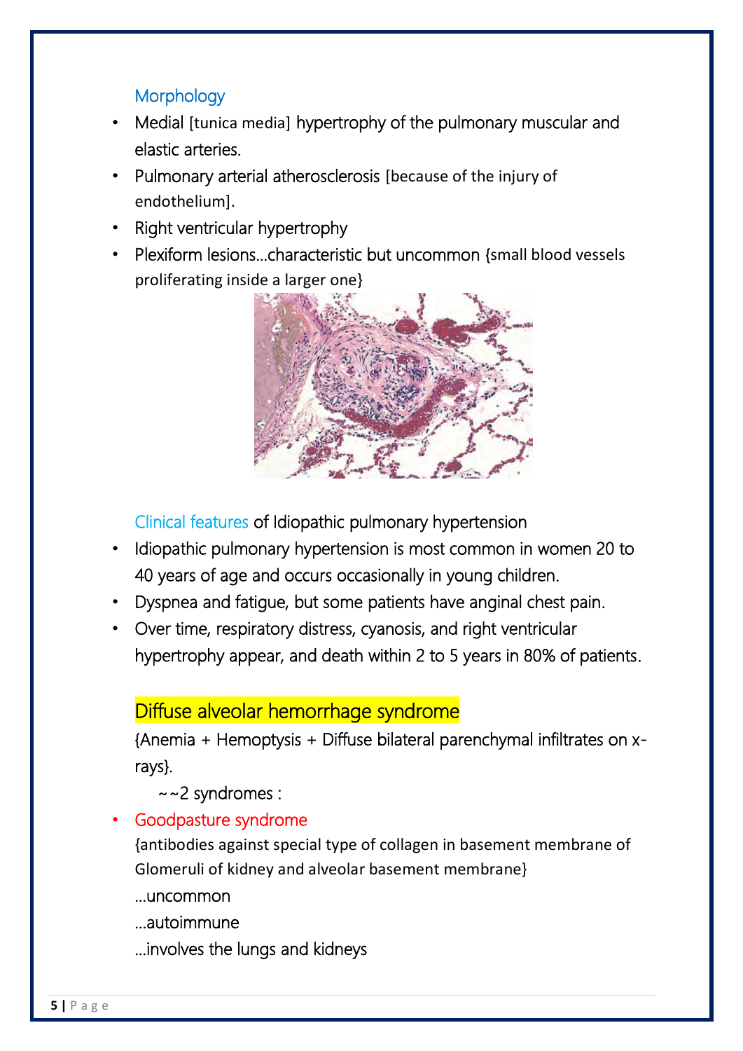### Morphology

- Medial [tunica media] hypertrophy of the pulmonary muscular and elastic arteries.
- Pulmonary arterial atherosclerosis [because of the injury of endothelium].
- Right ventricular hypertrophy
- Plexiform lesions…characteristic but uncommon {small blood vessels proliferating inside a larger one}

### Clinical features of Idiopathic pulmonary hypertension

- Idiopathic pulmonary hypertension is most common in women 20 to 40 years of age and occurs occasionally in young children.
- Dyspnea and fatigue, but some patients have anginal chest pain.
- Over time, respiratory distress, cyanosis, and right ventricular hypertrophy appear, and death within 2 to 5 years in 80% of patients.

## Diffuse alveolar hemorrhage syndrome

{Anemia + Hemoptysis + Diffuse bilateral parenchymal infiltrates on x-rays}.

~~2 syndromes :

- Goodpasture syndrome

  {antibodies against special type of collagen in basement membrane of Glomeruli of kidney and alveolar basement membrane}

  …uncommon

  …autoimmune

  …involves the lungs and kidneys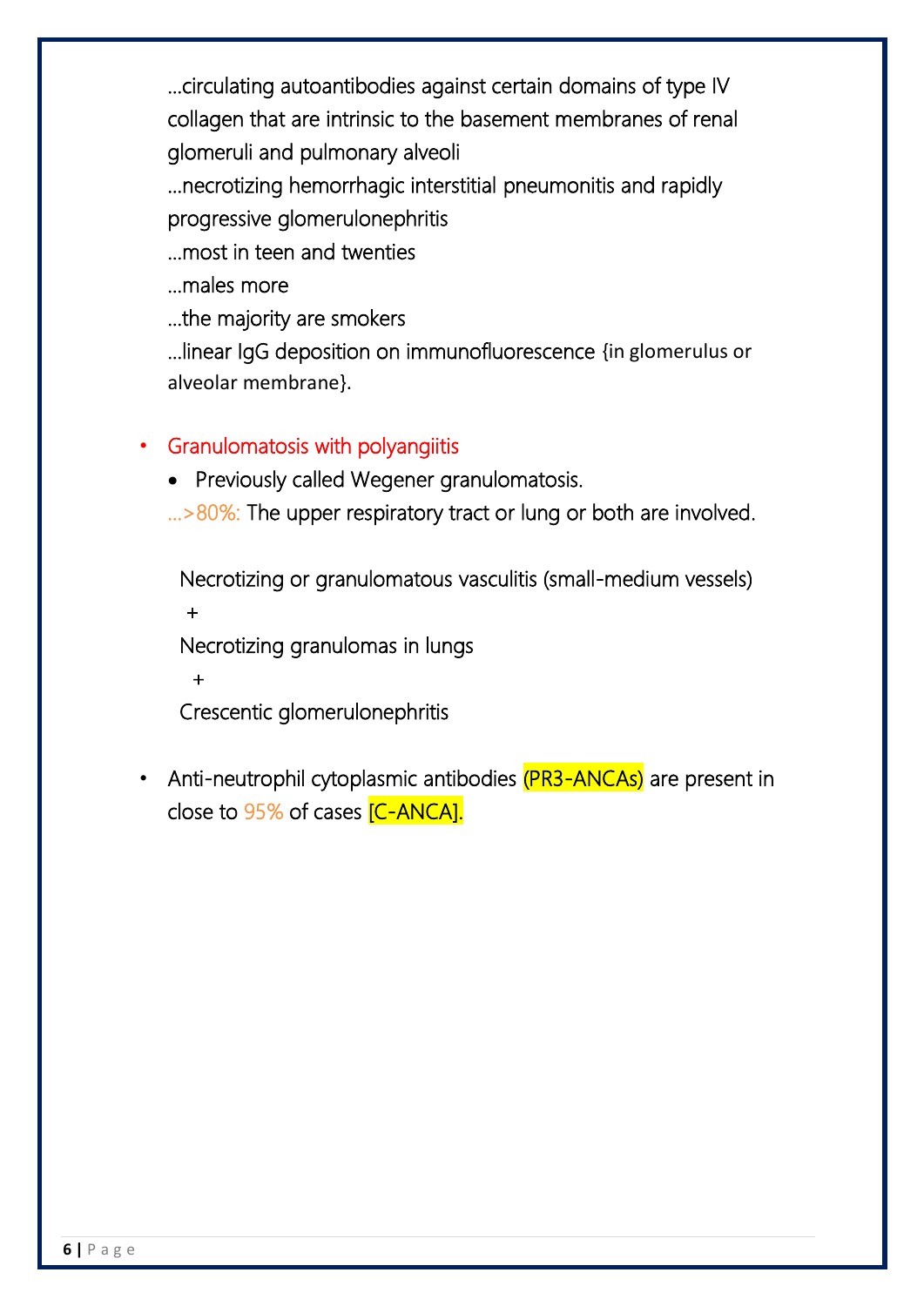…circulating autoantibodies against certain domains of type IV collagen that are intrinsic to the basement membranes of renal glomeruli and pulmonary alveoli

…necrotizing hemorrhagic interstitial pneumonitis and rapidly progressive glomerulonephritis

…most in teen and twenties

…males more

…the majority are smokers

…linear IgG deposition on immunofluorescence {in glomerulus or alveolar membrane}.

- Granulomatosis with polyangiitis
  - Previously called Wegener granulomatosis.

  …>80%: The upper respiratory tract or lung or both are involved.

  Necrotizing or granulomatous vasculitis (small-medium vessels)
  +
  Necrotizing granulomas in lungs
  +
  Crescentic glomerulonephritis

- Anti-neutrophil cytoplasmic antibodies (PR3-ANCAs) are present in close to 95% of cases [C-ANCA].